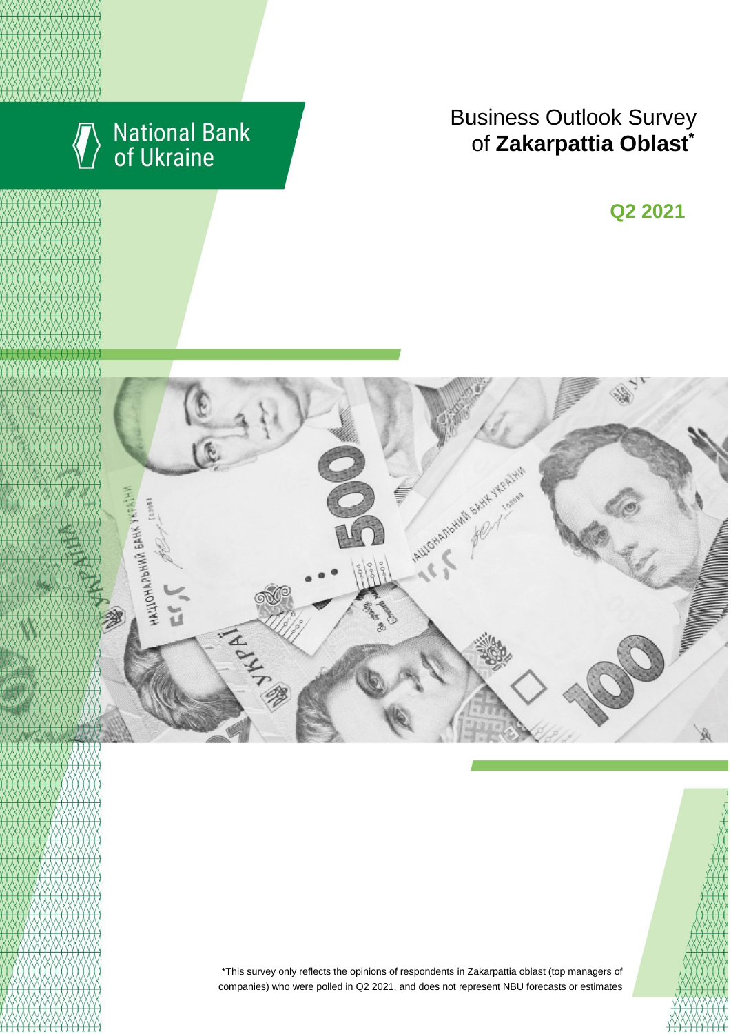National Bank of Ukraine

# Business Outlook Survey of **Zakarpattia Oblast***

## Q2 2021

*This survey only reflects the opinions of respondents in Zakarpattia oblast (top managers of companies) who were polled in Q2 2021, and does not represent NBU forecasts or estimates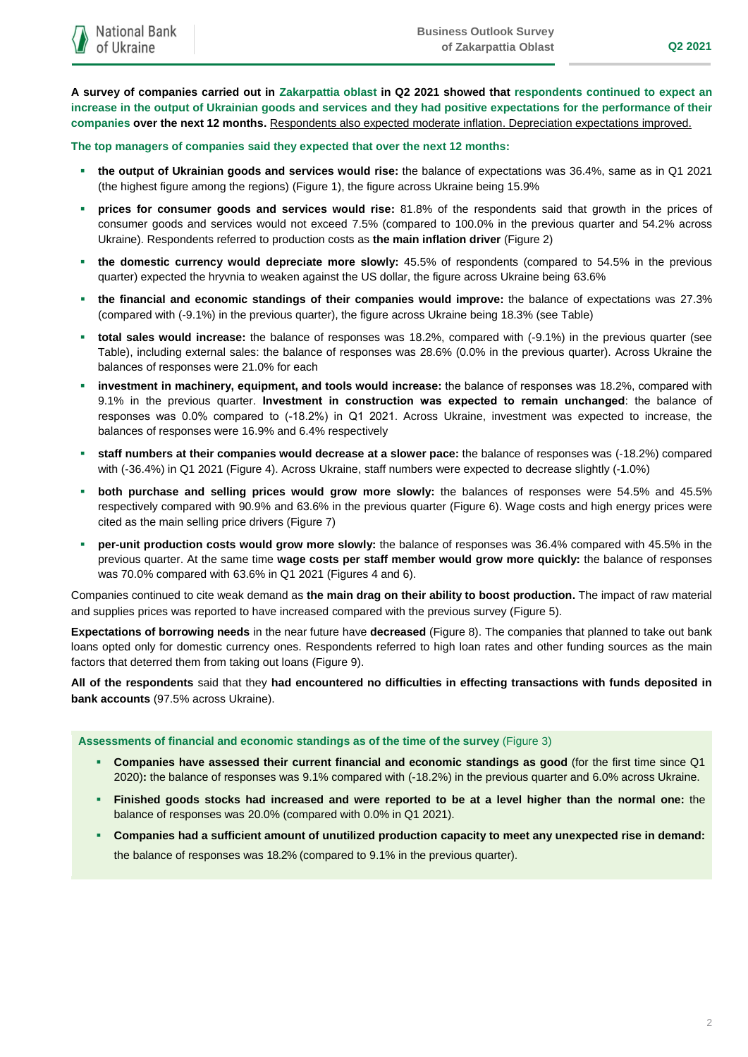**A survey of companies carried out in Zakarpattia oblast in Q2 2021 showed that respondents continued to expect an increase in the output of Ukrainian goods and services and they had positive expectations for the performance of their companies over the next 12 months.** Respondents also expected moderate inflation. Depreciation expectations improved.

**The top managers of companies said they expected that over the next 12 months:**

- **the output of Ukrainian goods and services would rise:** the balance of expectations was 36.4%, same as in Q1 2021 (the highest figure among the regions) (Figure 1), the figure across Ukraine being 15.9%
- **prices for consumer goods and services would rise:** 81.8% of the respondents said that growth in the prices of consumer goods and services would not exceed 7.5% (compared to 100.0% in the previous quarter and 54.2% across Ukraine). Respondents referred to production costs as **the main inflation driver** (Figure 2)
- **the domestic currency would depreciate more slowly:** 45.5% of respondents (compared to 54.5% in the previous quarter) expected the hryvnia to weaken against the US dollar, the figure across Ukraine being 63.6%
- **the financial and economic standings of their companies would improve:** the balance of expectations was 27.3% (compared with (-9.1%) in the previous quarter), the figure across Ukraine being 18.3% (see Table)
- **total sales would increase:** the balance of responses was 18.2%, compared with (-9.1%) in the previous quarter (see Table), including external sales: the balance of responses was 28.6% (0.0% in the previous quarter). Across Ukraine the balances of responses were 21.0% for each
- **investment in machinery, equipment, and tools would increase:** the balance of responses was 18.2%, compared with 9.1% in the previous quarter. **Investment in construction was expected to remain unchanged**: the balance of responses was 0.0% compared to (-18.2%) in Q1 2021. Across Ukraine, investment was expected to increase, the balances of responses were 16.9% and 6.4% respectively
- **staff numbers at their companies would decrease at a slower pace:** the balance of responses was (-18.2%) compared with (-36.4%) in Q1 2021 (Figure 4). Across Ukraine, staff numbers were expected to decrease slightly (-1.0%)
- **both purchase and selling prices would grow more slowly:** the balances of responses were 54.5% and 45.5% respectively compared with 90.9% and 63.6% in the previous quarter (Figure 6). Wage costs and high energy prices were cited as the main selling price drivers (Figure 7)
- **per-unit production costs would grow more slowly:** the balance of responses was 36.4% compared with 45.5% in the previous quarter. At the same time **wage costs per staff member would grow more quickly:** the balance of responses was 70.0% compared with 63.6% in Q1 2021 (Figures 4 and 6).

Companies continued to cite weak demand as **the main drag on their ability to boost production.** The impact of raw material and supplies prices was reported to have increased compared with the previous survey (Figure 5).

**Expectations of borrowing needs** in the near future have **decreased** (Figure 8). The companies that planned to take out bank loans opted only for domestic currency ones. Respondents referred to high loan rates and other funding sources as the main factors that deterred them from taking out loans (Figure 9).

**All of the respondents** said that they **had encountered no difficulties in effecting transactions with funds deposited in bank accounts** (97.5% across Ukraine).

**Assessments of financial and economic standings as of the time of the survey** (Figure 3)

- **Companies have assessed their current financial and economic standings as good** (for the first time since Q1 2020)**:** the balance of responses was 9.1% compared with (-18.2%) in the previous quarter and 6.0% across Ukraine.
- **Finished goods stocks had increased and were reported to be at a level higher than the normal one:** the balance of responses was 20.0% (compared with 0.0% in Q1 2021).
- **Companies had a sufficient amount of unutilized production capacity to meet any unexpected rise in demand:** the balance of responses was 18.2% (compared to 9.1% in the previous quarter).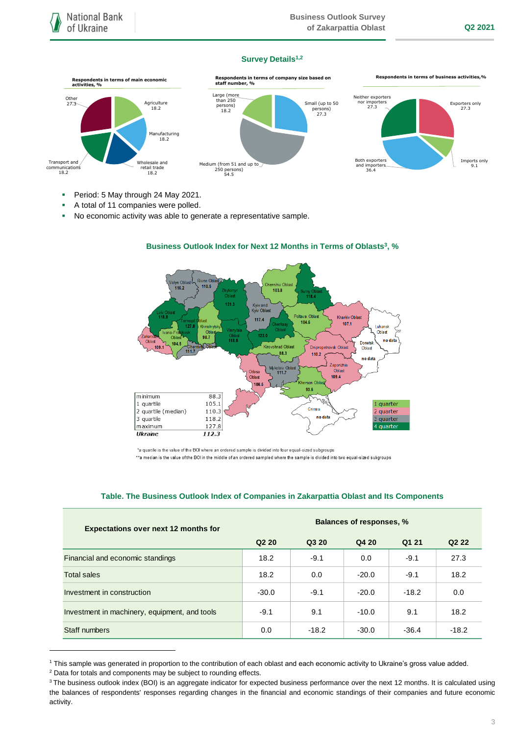## Survey Details[1,2]

**Respondents in terms of main economic activities, %**

- Agriculture 18.2
- Manufacturing 18.2
- Wholesale and retail trade 18.2
- Transport and communications 18.2
- Other 27.3

**Respondents in terms of company size based on staff number, %**

- Small (up to 50 persons) 27.3
- Medium (from 51 and up to 250 persons) 54.5
- Large (more than 250 persons) 18.2

**Respondents in terms of business activities,%**

- Exporters only 27.3
- Imports only 9.1
- Both exporters and importers 36.4
- Neither exporters nor importers 27.3

- Period: 5 May through 24 May 2021.
- A total of 11 companies were polled.
- No economic activity was able to generate a representative sample.

## Business Outlook Index for Next 12 Months in Terms of Oblasts[3], %

| Oblast | BOI |
|---|---|
| Volyn Oblast | 116.2 |
| Rivne Oblast | 110.5 |
| Zhytomyr Oblast | 121.3 |
| Kyiv and Kyiv Oblast | 117.4 |
| Chernihiv Oblast | 103.8 |
| Sumy Oblast | 118.4 |
| Lviv Oblast | 118.8 |
| Ternopil Oblast | 127.8 |
| Khmelnytskyi Oblast | 98.7 |
| Vinnytsia Oblast | 118.5 |
| Cherkasy Oblast | 123.0 |
| Poltava Oblast | 104.6 |
| Kharkiv Oblast | 107.1 |
| Luhansk Oblast | no data |
| Zakarpattia Oblast | 109.1 |
| Ivano-Frankivsk Oblast | 104.5 |
| Chernivtsi Oblast | 111.7 |
| Kirovohrad Oblast | 88.3 |
| Dnipropetrovsk Oblast | 110.2 |
| Donetsk Oblast | no data |
| Odesa Oblast | 106.5 |
| Mykolaiv Oblast | 111.7 |
| Zaporizhia Oblast | 109.4 |
| Kherson Oblast | 93.6 |
| Crimea | no data |

| | |
|---|---|
| minimum | 88.3 |
| 1 quartile | 105.1 |
| 2 quartile (median) | 110.3 |
| 3 quartile | 118.2 |
| maximum | 127.8 |
| *Ukraine* | *112.3* |

Legend: 1 quarter, 2 quarter, 3 quarter, 4 quarter

*a quartile is the value of the BOI where an ordered sample is divided into four equal-sized subgroups

**a median is the value of the BOI in the middle of an ordered sampled where the sample is divided into two equal-sized subgroups

## Table. The Business Outlook Index of Companies in Zakarpattia Oblast and Its Components

| Expectations over next 12 months for | Balances of responses, % | | | | |
|---|---|---|---|---|---|
| | Q2 20 | Q3 20 | Q4 20 | Q1 21 | Q2 22 |
| Financial and economic standings | 18.2 | -9.1 | 0.0 | -9.1 | 27.3 |
| Total sales | 18.2 | 0.0 | -20.0 | -9.1 | 18.2 |
| Investment in construction | -30.0 | -9.1 | -20.0 | -18.2 | 0.0 |
| Investment in machinery, equipment, and tools | -9.1 | 9.1 | -10.0 | 9.1 | 18.2 |
| Staff numbers | 0.0 | -18.2 | -30.0 | -36.4 | -18.2 |

[1] This sample was generated in proportion to the contribution of each oblast and each economic activity to Ukraine's gross value added.

[2] Data for totals and components may be subject to rounding effects.

[3] The business outlook index (BOI) is an aggregate indicator for expected business performance over the next 12 months. It is calculated using the balances of respondents' responses regarding changes in the financial and economic standings of their companies and future economic activity.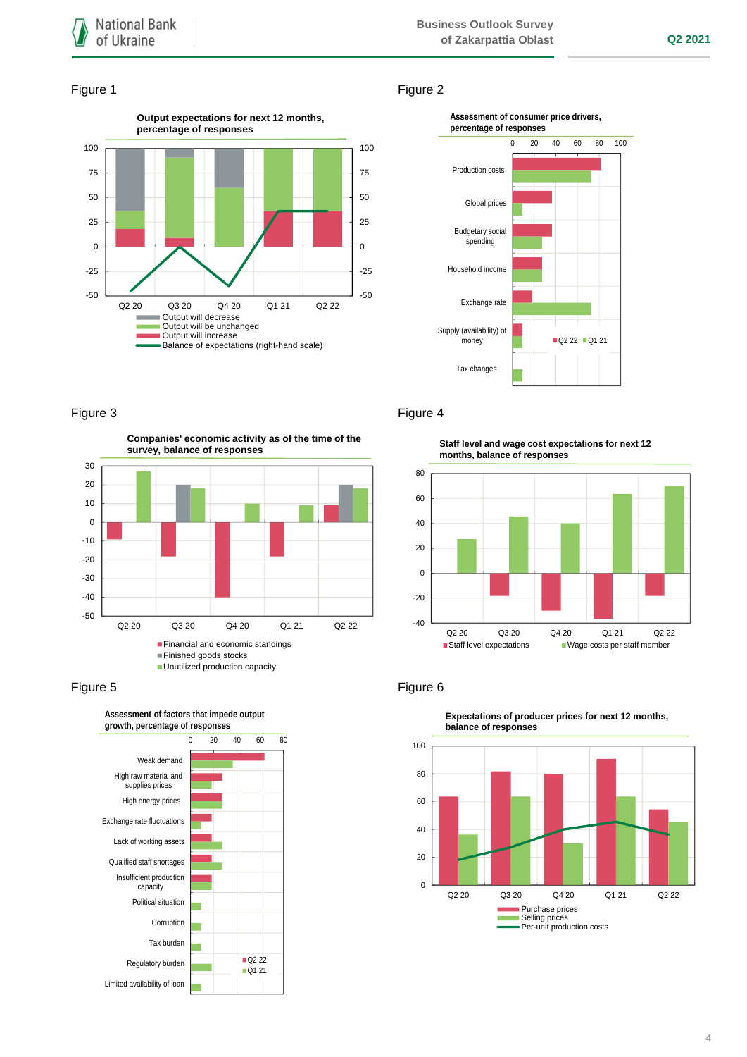Figure 1

**Output expectations for next 12 months, percentage of responses**

Q2 20 | Q3 20 | Q4 20 | Q1 21 | Q2 22

- Output will decrease
- Output will be unchanged
- Output will increase
- Balance of expectations (right-hand scale)

Figure 2

**Assessment of consumer price drivers, percentage of responses**

Production costs; Global prices; Budgetary social spending; Household income; Exchange rate; Supply (availability) of money; Tax changes

Q2 22 | Q1 21

Figure 3

**Companies' economic activity as of the time of the survey, balance of responses**

Q2 20 | Q3 20 | Q4 20 | Q1 21 | Q2 22

- Financial and economic standings
- Finished goods stocks
- Unutilized production capacity

Figure 4

**Staff level and wage cost expectations for next 12 months, balance of responses**

Q2 20 | Q3 20 | Q4 20 | Q1 21 | Q2 22

- Staff level expectations
- Wage costs per staff member

Figure 5

**Assessment of factors that impede output growth, percentage of responses**

Weak demand; High raw material and supplies prices; High energy prices; Exchange rate fluctuations; Lack of working assets; Qualified staff shortages; Insufficient production capacity; Political situation; Corruption; Tax burden; Regulatory burden; Limited availability of loan

Q2 22 | Q1 21

Figure 6

**Expectations of producer prices for next 12 months, balance of responses**

Q2 20 | Q3 20 | Q4 20 | Q1 21 | Q2 22

- Purchase prices
- Selling prices
- Per-unit production costs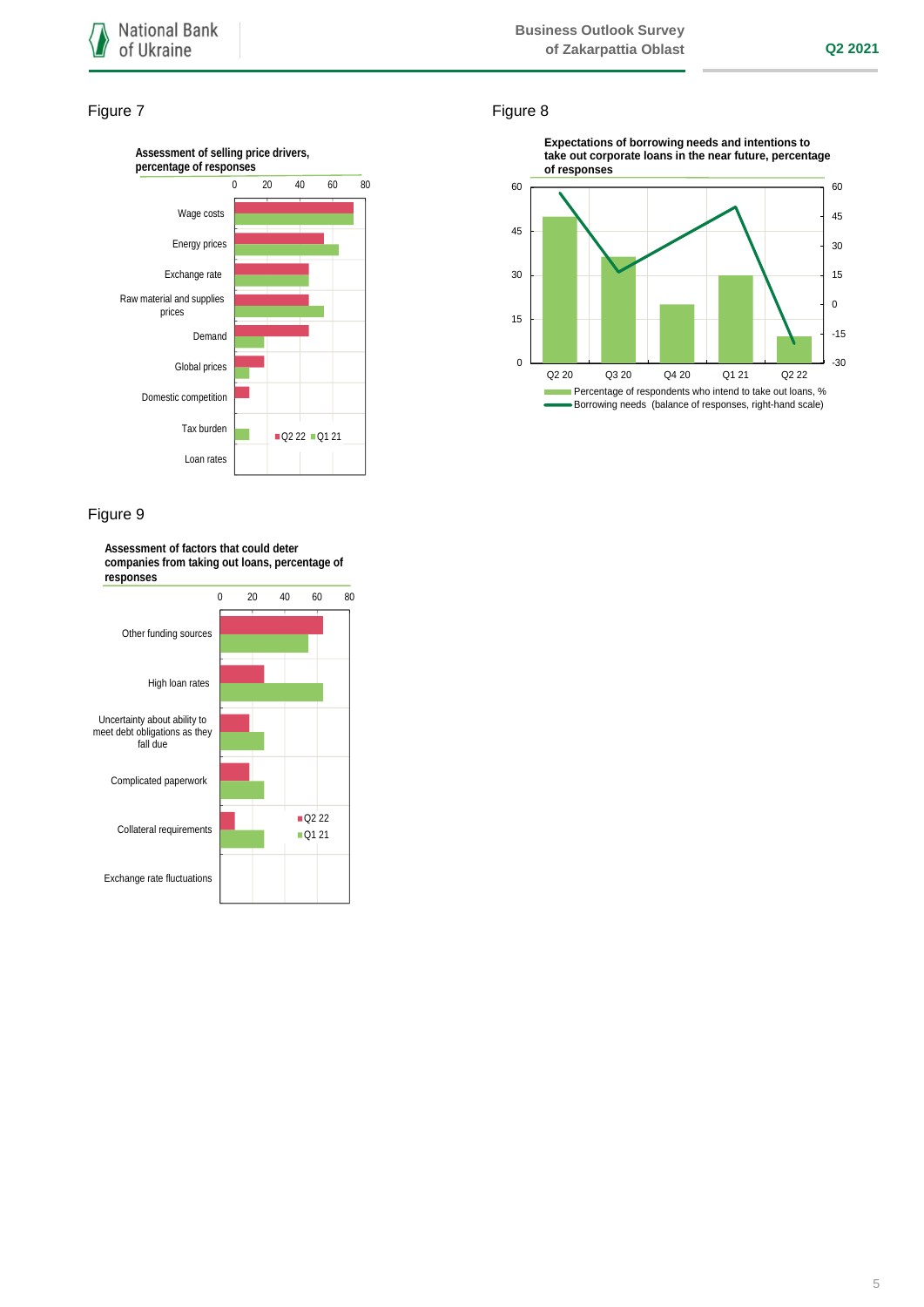Figure 7

**Assessment of selling price drivers, percentage of responses**

0 20 40 60 80

Wage costs

Energy prices

Exchange rate

Raw material and supplies prices

Demand

Global prices

Domestic competition

Tax burden

Loan rates

Q2 22 Q1 21

Figure 8

**Expectations of borrowing needs and intentions to take out corporate loans in the near future, percentage of responses**

60 45 30 15 0

60 45 30 15 0 -15 -30

Q2 20 Q3 20 Q4 20 Q1 21 Q2 22

Percentage of respondents who intend to take out loans, %

Borrowing needs (balance of responses, right-hand scale)

Figure 9

**Assessment of factors that could deter companies from taking out loans, percentage of responses**

0 20 40 60 80

Other funding sources

High loan rates

Uncertainty about ability to meet debt obligations as they fall due

Complicated paperwork

Collateral requirements

Exchange rate fluctuations

Q2 22

Q1 21